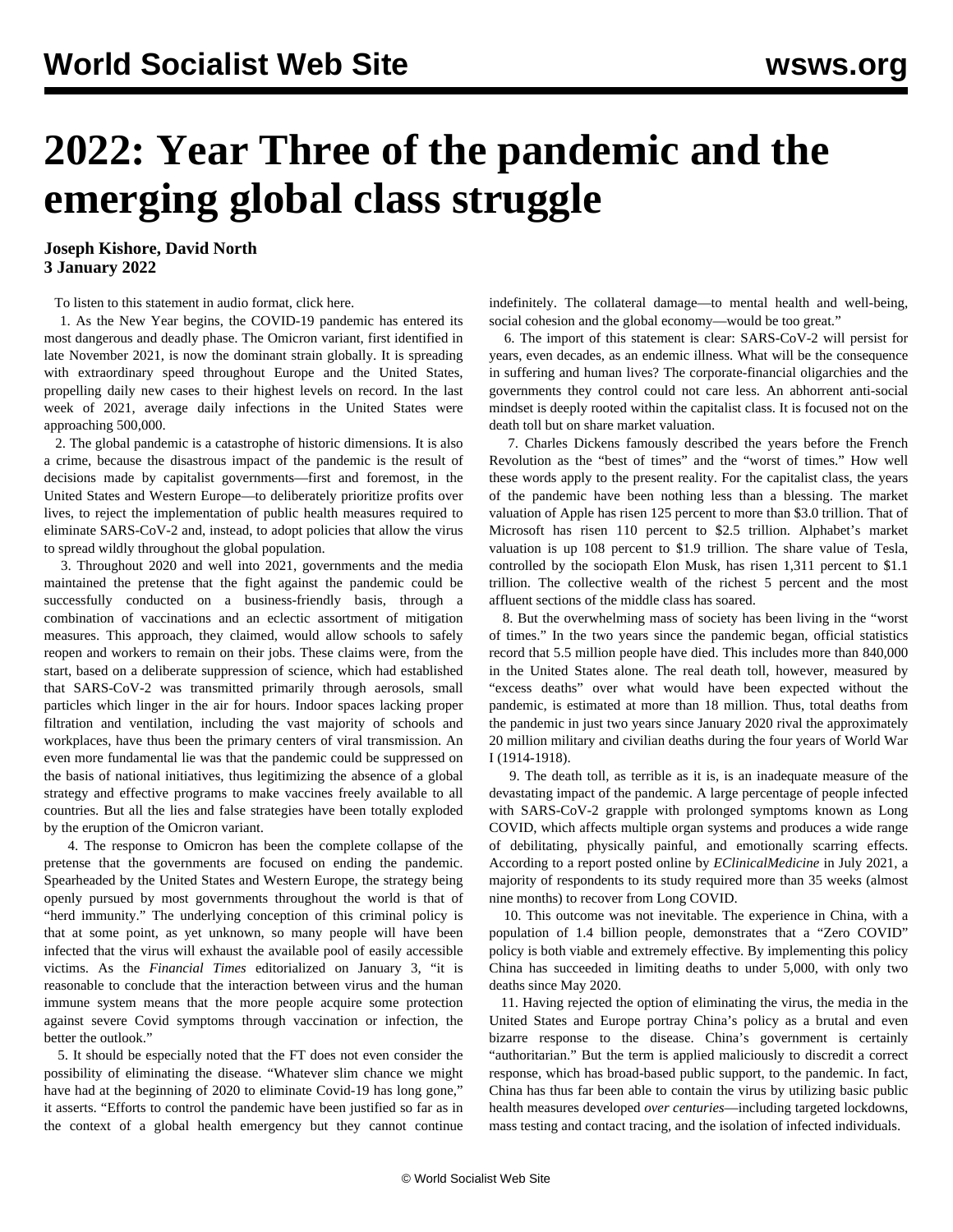# 2022: Year Three of the pandemic and the emerging global class struggle

**Joseph Kishore, David North**
**3 January 2022**

To listen to this statement in audio format, click here.

1. As the New Year begins, the COVID-19 pandemic has entered its most dangerous and deadly phase. The Omicron variant, first identified in late November 2021, is now the dominant strain globally. It is spreading with extraordinary speed throughout Europe and the United States, propelling daily new cases to their highest levels on record. In the last week of 2021, average daily infections in the United States were approaching 500,000.

2. The global pandemic is a catastrophe of historic dimensions. It is also a crime, because the disastrous impact of the pandemic is the result of decisions made by capitalist governments—first and foremost, in the United States and Western Europe—to deliberately prioritize profits over lives, to reject the implementation of public health measures required to eliminate SARS-CoV-2 and, instead, to adopt policies that allow the virus to spread wildly throughout the global population.

3. Throughout 2020 and well into 2021, governments and the media maintained the pretense that the fight against the pandemic could be successfully conducted on a business-friendly basis, through a combination of vaccinations and an eclectic assortment of mitigation measures. This approach, they claimed, would allow schools to safely reopen and workers to remain on their jobs. These claims were, from the start, based on a deliberate suppression of science, which had established that SARS-CoV-2 was transmitted primarily through aerosols, small particles which linger in the air for hours. Indoor spaces lacking proper filtration and ventilation, including the vast majority of schools and workplaces, have thus been the primary centers of viral transmission. An even more fundamental lie was that the pandemic could be suppressed on the basis of national initiatives, thus legitimizing the absence of a global strategy and effective programs to make vaccines freely available to all countries. But all the lies and false strategies have been totally exploded by the eruption of the Omicron variant.

4. The response to Omicron has been the complete collapse of the pretense that the governments are focused on ending the pandemic. Spearheaded by the United States and Western Europe, the strategy being openly pursued by most governments throughout the world is that of "herd immunity." The underlying conception of this criminal policy is that at some point, as yet unknown, so many people will have been infected that the virus will exhaust the available pool of easily accessible victims. As the *Financial Times* editorialized on January 3, "it is reasonable to conclude that the interaction between virus and the human immune system means that the more people acquire some protection against severe Covid symptoms through vaccination or infection, the better the outlook."

5. It should be especially noted that the FT does not even consider the possibility of eliminating the disease. "Whatever slim chance we might have had at the beginning of 2020 to eliminate Covid-19 has long gone," it asserts. "Efforts to control the pandemic have been justified so far as in the context of a global health emergency but they cannot continue indefinitely. The collateral damage—to mental health and well-being, social cohesion and the global economy—would be too great."

6. The import of this statement is clear: SARS-CoV-2 will persist for years, even decades, as an endemic illness. What will be the consequence in suffering and human lives? The corporate-financial oligarchies and the governments they control could not care less. An abhorrent anti-social mindset is deeply rooted within the capitalist class. It is focused not on the death toll but on share market valuation.

7. Charles Dickens famously described the years before the French Revolution as the "best of times" and the "worst of times." How well these words apply to the present reality. For the capitalist class, the years of the pandemic have been nothing less than a blessing. The market valuation of Apple has risen 125 percent to more than $3.0 trillion. That of Microsoft has risen 110 percent to $2.5 trillion. Alphabet's market valuation is up 108 percent to $1.9 trillion. The share value of Tesla, controlled by the sociopath Elon Musk, has risen 1,311 percent to $1.1 trillion. The collective wealth of the richest 5 percent and the most affluent sections of the middle class has soared.

8. But the overwhelming mass of society has been living in the "worst of times." In the two years since the pandemic began, official statistics record that 5.5 million people have died. This includes more than 840,000 in the United States alone. The real death toll, however, measured by "excess deaths" over what would have been expected without the pandemic, is estimated at more than 18 million. Thus, total deaths from the pandemic in just two years since January 2020 rival the approximately 20 million military and civilian deaths during the four years of World War I (1914-1918).

9. The death toll, as terrible as it is, is an inadequate measure of the devastating impact of the pandemic. A large percentage of people infected with SARS-CoV-2 grapple with prolonged symptoms known as Long COVID, which affects multiple organ systems and produces a wide range of debilitating, physically painful, and emotionally scarring effects. According to a report posted online by *EClinicalMedicine* in July 2021, a majority of respondents to its study required more than 35 weeks (almost nine months) to recover from Long COVID.

10. This outcome was not inevitable. The experience in China, with a population of 1.4 billion people, demonstrates that a "Zero COVID" policy is both viable and extremely effective. By implementing this policy China has succeeded in limiting deaths to under 5,000, with only two deaths since May 2020.

11. Having rejected the option of eliminating the virus, the media in the United States and Europe portray China's policy as a brutal and even bizarre response to the disease. China's government is certainly "authoritarian." But the term is applied maliciously to discredit a correct response, which has broad-based public support, to the pandemic. In fact, China has thus far been able to contain the virus by utilizing basic public health measures developed *over centuries*—including targeted lockdowns, mass testing and contact tracing, and the isolation of infected individuals.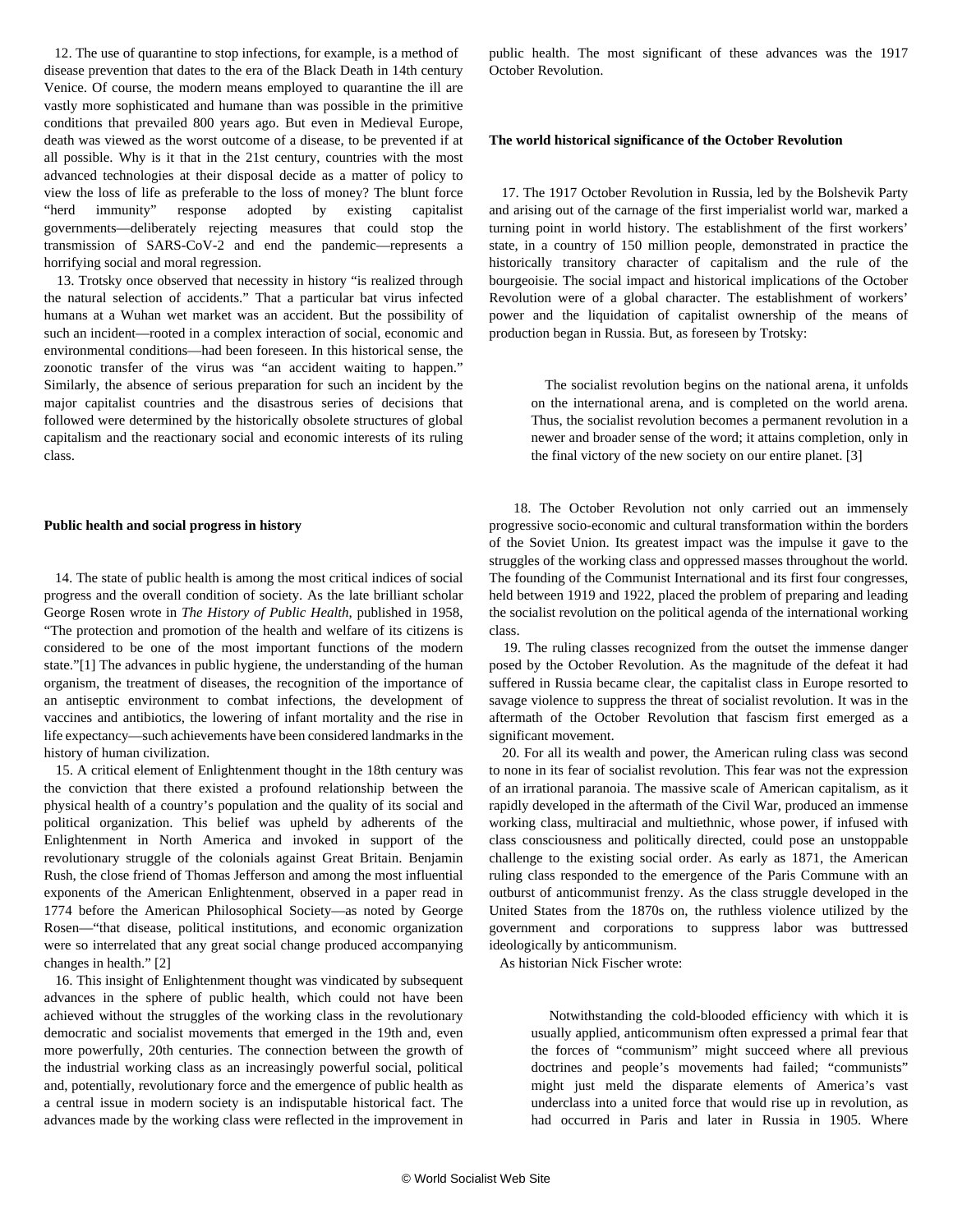12. The use of quarantine to stop infections, for example, is a method of disease prevention that dates to the era of the Black Death in 14th century Venice. Of course, the modern means employed to quarantine the ill are vastly more sophisticated and humane than was possible in the primitive conditions that prevailed 800 years ago. But even in Medieval Europe, death was viewed as the worst outcome of a disease, to be prevented if at all possible. Why is it that in the 21st century, countries with the most advanced technologies at their disposal decide as a matter of policy to view the loss of life as preferable to the loss of money? The blunt force "herd immunity" response adopted by existing capitalist governments—deliberately rejecting measures that could stop the transmission of SARS-CoV-2 and end the pandemic—represents a horrifying social and moral regression.

13. Trotsky once observed that necessity in history "is realized through the natural selection of accidents." That a particular bat virus infected humans at a Wuhan wet market was an accident. But the possibility of such an incident—rooted in a complex interaction of social, economic and environmental conditions—had been foreseen. In this historical sense, the zoonotic transfer of the virus was "an accident waiting to happen." Similarly, the absence of serious preparation for such an incident by the major capitalist countries and the disastrous series of decisions that followed were determined by the historically obsolete structures of global capitalism and the reactionary social and economic interests of its ruling class.

**Public health and social progress in history**

14. The state of public health is among the most critical indices of social progress and the overall condition of society. As the late brilliant scholar George Rosen wrote in *The History of Public Health*, published in 1958, "The protection and promotion of the health and welfare of its citizens is considered to be one of the most important functions of the modern state."[1] The advances in public hygiene, the understanding of the human organism, the treatment of diseases, the recognition of the importance of an antiseptic environment to combat infections, the development of vaccines and antibiotics, the lowering of infant mortality and the rise in life expectancy—such achievements have been considered landmarks in the history of human civilization.

15. A critical element of Enlightenment thought in the 18th century was the conviction that there existed a profound relationship between the physical health of a country's population and the quality of its social and political organization. This belief was upheld by adherents of the Enlightenment in North America and invoked in support of the revolutionary struggle of the colonials against Great Britain. Benjamin Rush, the close friend of Thomas Jefferson and among the most influential exponents of the American Enlightenment, observed in a paper read in 1774 before the American Philosophical Society—as noted by George Rosen—"that disease, political institutions, and economic organization were so interrelated that any great social change produced accompanying changes in health." [2]

16. This insight of Enlightenment thought was vindicated by subsequent advances in the sphere of public health, which could not have been achieved without the struggles of the working class in the revolutionary democratic and socialist movements that emerged in the 19th and, even more powerfully, 20th centuries. The connection between the growth of the industrial working class as an increasingly powerful social, political and, potentially, revolutionary force and the emergence of public health as a central issue in modern society is an indisputable historical fact. The advances made by the working class were reflected in the improvement in public health. The most significant of these advances was the 1917 October Revolution.

**The world historical significance of the October Revolution**

17. The 1917 October Revolution in Russia, led by the Bolshevik Party and arising out of the carnage of the first imperialist world war, marked a turning point in world history. The establishment of the first workers' state, in a country of 150 million people, demonstrated in practice the historically transitory character of capitalism and the rule of the bourgeoisie. The social impact and historical implications of the October Revolution were of a global character. The establishment of workers' power and the liquidation of capitalist ownership of the means of production began in Russia. But, as foreseen by Trotsky:

> The socialist revolution begins on the national arena, it unfolds on the international arena, and is completed on the world arena. Thus, the socialist revolution becomes a permanent revolution in a newer and broader sense of the word; it attains completion, only in the final victory of the new society on our entire planet. [3]

18. The October Revolution not only carried out an immensely progressive socio-economic and cultural transformation within the borders of the Soviet Union. Its greatest impact was the impulse it gave to the struggles of the working class and oppressed masses throughout the world. The founding of the Communist International and its first four congresses, held between 1919 and 1922, placed the problem of preparing and leading the socialist revolution on the political agenda of the international working class.

19. The ruling classes recognized from the outset the immense danger posed by the October Revolution. As the magnitude of the defeat it had suffered in Russia became clear, the capitalist class in Europe resorted to savage violence to suppress the threat of socialist revolution. It was in the aftermath of the October Revolution that fascism first emerged as a significant movement.

20. For all its wealth and power, the American ruling class was second to none in its fear of socialist revolution. This fear was not the expression of an irrational paranoia. The massive scale of American capitalism, as it rapidly developed in the aftermath of the Civil War, produced an immense working class, multiracial and multiethnic, whose power, if infused with class consciousness and politically directed, could pose an unstoppable challenge to the existing social order. As early as 1871, the American ruling class responded to the emergence of the Paris Commune with an outburst of anticommunist frenzy. As the class struggle developed in the United States from the 1870s on, the ruthless violence utilized by the government and corporations to suppress labor was buttressed ideologically by anticommunism.

As historian Nick Fischer wrote:

> Notwithstanding the cold-blooded efficiency with which it is usually applied, anticommunism often expressed a primal fear that the forces of "communism" might succeed where all previous doctrines and people's movements had failed; "communists" might just meld the disparate elements of America's vast underclass into a united force that would rise up in revolution, as had occurred in Paris and later in Russia in 1905. Where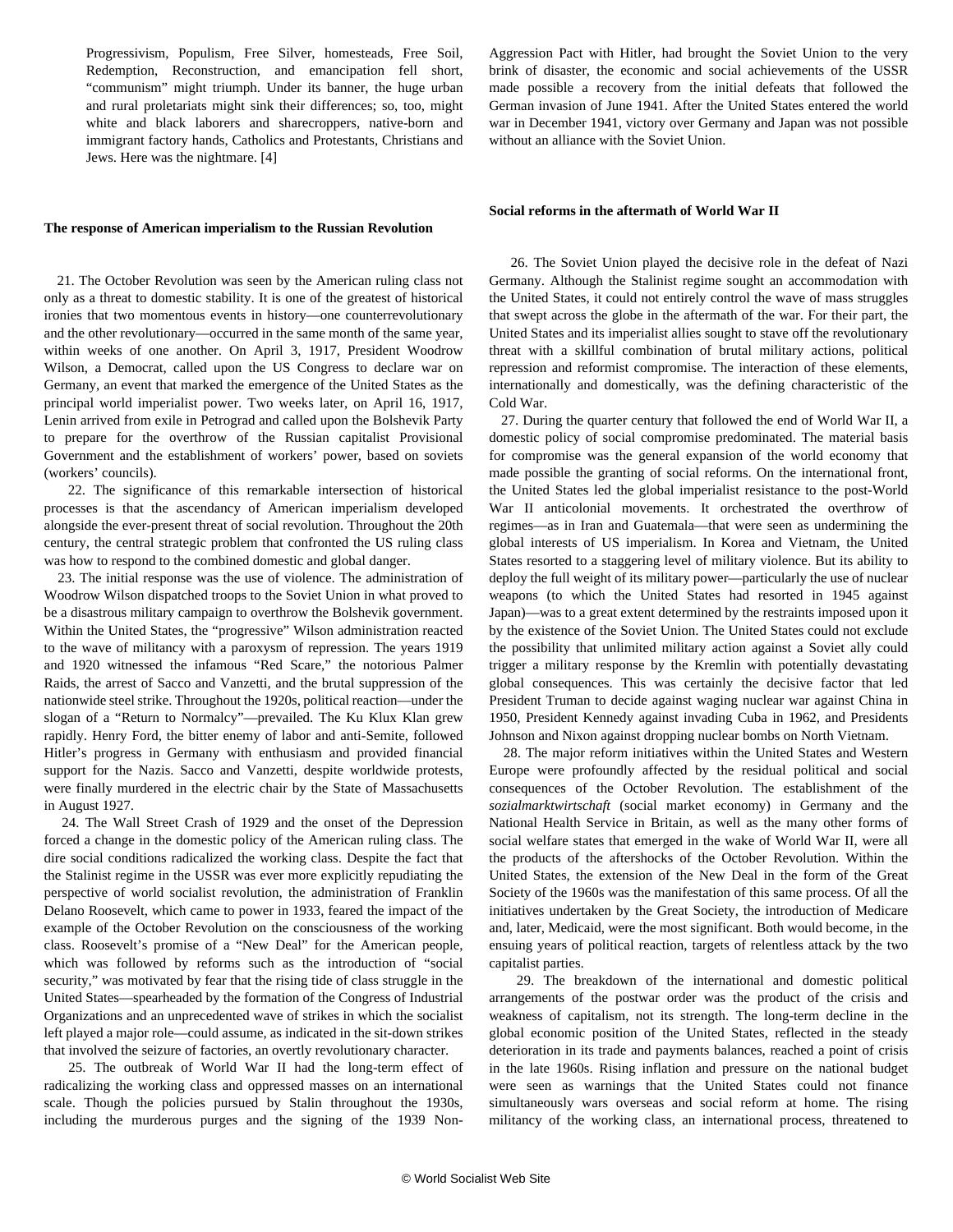Progressivism, Populism, Free Silver, homesteads, Free Soil, Redemption, Reconstruction, and emancipation fell short, "communism" might triumph. Under its banner, the huge urban and rural proletariats might sink their differences; so, too, might white and black laborers and sharecroppers, native-born and immigrant factory hands, Catholics and Protestants, Christians and Jews. Here was the nightmare. [4]

**The response of American imperialism to the Russian Revolution**

21. The October Revolution was seen by the American ruling class not only as a threat to domestic stability. It is one of the greatest of historical ironies that two momentous events in history—one counterrevolutionary and the other revolutionary—occurred in the same month of the same year, within weeks of one another. On April 3, 1917, President Woodrow Wilson, a Democrat, called upon the US Congress to declare war on Germany, an event that marked the emergence of the United States as the principal world imperialist power. Two weeks later, on April 16, 1917, Lenin arrived from exile in Petrograd and called upon the Bolshevik Party to prepare for the overthrow of the Russian capitalist Provisional Government and the establishment of workers' power, based on soviets (workers' councils).

22. The significance of this remarkable intersection of historical processes is that the ascendancy of American imperialism developed alongside the ever-present threat of social revolution. Throughout the 20th century, the central strategic problem that confronted the US ruling class was how to respond to the combined domestic and global danger.

23. The initial response was the use of violence. The administration of Woodrow Wilson dispatched troops to the Soviet Union in what proved to be a disastrous military campaign to overthrow the Bolshevik government. Within the United States, the "progressive" Wilson administration reacted to the wave of militancy with a paroxysm of repression. The years 1919 and 1920 witnessed the infamous "Red Scare," the notorious Palmer Raids, the arrest of Sacco and Vanzetti, and the brutal suppression of the nationwide steel strike. Throughout the 1920s, political reaction—under the slogan of a "Return to Normalcy"—prevailed. The Ku Klux Klan grew rapidly. Henry Ford, the bitter enemy of labor and anti-Semite, followed Hitler's progress in Germany with enthusiasm and provided financial support for the Nazis. Sacco and Vanzetti, despite worldwide protests, were finally murdered in the electric chair by the State of Massachusetts in August 1927.

24. The Wall Street Crash of 1929 and the onset of the Depression forced a change in the domestic policy of the American ruling class. The dire social conditions radicalized the working class. Despite the fact that the Stalinist regime in the USSR was ever more explicitly repudiating the perspective of world socialist revolution, the administration of Franklin Delano Roosevelt, which came to power in 1933, feared the impact of the example of the October Revolution on the consciousness of the working class. Roosevelt's promise of a "New Deal" for the American people, which was followed by reforms such as the introduction of "social security," was motivated by fear that the rising tide of class struggle in the United States—spearheaded by the formation of the Congress of Industrial Organizations and an unprecedented wave of strikes in which the socialist left played a major role—could assume, as indicated in the sit-down strikes that involved the seizure of factories, an overtly revolutionary character.

25. The outbreak of World War II had the long-term effect of radicalizing the working class and oppressed masses on an international scale. Though the policies pursued by Stalin throughout the 1930s, including the murderous purges and the signing of the 1939 Non-Aggression Pact with Hitler, had brought the Soviet Union to the very brink of disaster, the economic and social achievements of the USSR made possible a recovery from the initial defeats that followed the German invasion of June 1941. After the United States entered the world war in December 1941, victory over Germany and Japan was not possible without an alliance with the Soviet Union.

**Social reforms in the aftermath of World War II**

26. The Soviet Union played the decisive role in the defeat of Nazi Germany. Although the Stalinist regime sought an accommodation with the United States, it could not entirely control the wave of mass struggles that swept across the globe in the aftermath of the war. For their part, the United States and its imperialist allies sought to stave off the revolutionary threat with a skillful combination of brutal military actions, political repression and reformist compromise. The interaction of these elements, internationally and domestically, was the defining characteristic of the Cold War.

27. During the quarter century that followed the end of World War II, a domestic policy of social compromise predominated. The material basis for compromise was the general expansion of the world economy that made possible the granting of social reforms. On the international front, the United States led the global imperialist resistance to the post-World War II anticolonial movements. It orchestrated the overthrow of regimes—as in Iran and Guatemala—that were seen as undermining the global interests of US imperialism. In Korea and Vietnam, the United States resorted to a staggering level of military violence. But its ability to deploy the full weight of its military power—particularly the use of nuclear weapons (to which the United States had resorted in 1945 against Japan)—was to a great extent determined by the restraints imposed upon it by the existence of the Soviet Union. The United States could not exclude the possibility that unlimited military action against a Soviet ally could trigger a military response by the Kremlin with potentially devastating global consequences. This was certainly the decisive factor that led President Truman to decide against waging nuclear war against China in 1950, President Kennedy against invading Cuba in 1962, and Presidents Johnson and Nixon against dropping nuclear bombs on North Vietnam.

28. The major reform initiatives within the United States and Western Europe were profoundly affected by the residual political and social consequences of the October Revolution. The establishment of the *sozialmarktwirtschaft* (social market economy) in Germany and the National Health Service in Britain, as well as the many other forms of social welfare states that emerged in the wake of World War II, were all the products of the aftershocks of the October Revolution. Within the United States, the extension of the New Deal in the form of the Great Society of the 1960s was the manifestation of this same process. Of all the initiatives undertaken by the Great Society, the introduction of Medicare and, later, Medicaid, were the most significant. Both would become, in the ensuing years of political reaction, targets of relentless attack by the two capitalist parties.

29. The breakdown of the international and domestic political arrangements of the postwar order was the product of the crisis and weakness of capitalism, not its strength. The long-term decline in the global economic position of the United States, reflected in the steady deterioration in its trade and payments balances, reached a point of crisis in the late 1960s. Rising inflation and pressure on the national budget were seen as warnings that the United States could not finance simultaneously wars overseas and social reform at home. The rising militancy of the working class, an international process, threatened to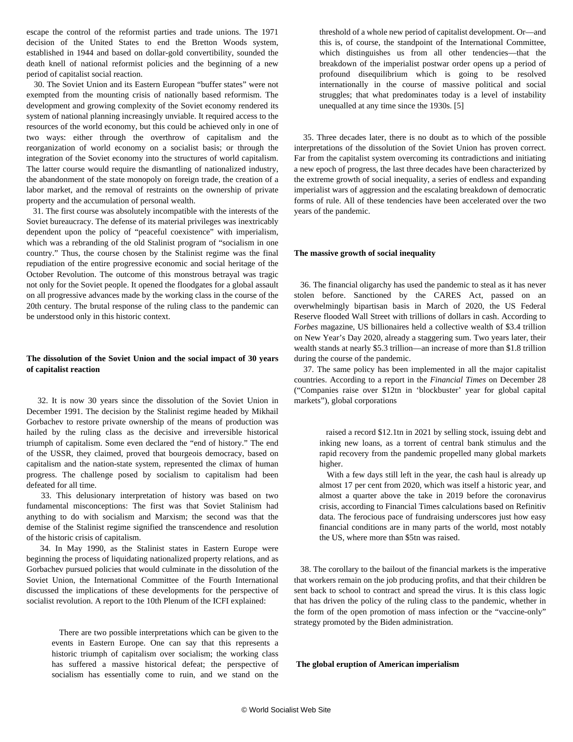escape the control of the reformist parties and trade unions. The 1971 decision of the United States to end the Bretton Woods system, established in 1944 and based on dollar-gold convertibility, sounded the death knell of national reformist policies and the beginning of a new period of capitalist social reaction.

30. The Soviet Union and its Eastern European "buffer states" were not exempted from the mounting crisis of nationally based reformism. The development and growing complexity of the Soviet economy rendered its system of national planning increasingly unviable. It required access to the resources of the world economy, but this could be achieved only in one of two ways: either through the overthrow of capitalism and the reorganization of world economy on a socialist basis; or through the integration of the Soviet economy into the structures of world capitalism. The latter course would require the dismantling of nationalized industry, the abandonment of the state monopoly on foreign trade, the creation of a labor market, and the removal of restraints on the ownership of private property and the accumulation of personal wealth.

31. The first course was absolutely incompatible with the interests of the Soviet bureaucracy. The defense of its material privileges was inextricably dependent upon the policy of "peaceful coexistence" with imperialism, which was a rebranding of the old Stalinist program of "socialism in one country." Thus, the course chosen by the Stalinist regime was the final repudiation of the entire progressive economic and social heritage of the October Revolution. The outcome of this monstrous betrayal was tragic not only for the Soviet people. It opened the floodgates for a global assault on all progressive advances made by the working class in the course of the 20th century. The brutal response of the ruling class to the pandemic can be understood only in this historic context.

**The dissolution of the Soviet Union and the social impact of 30 years of capitalist reaction**

32. It is now 30 years since the dissolution of the Soviet Union in December 1991. The decision by the Stalinist regime headed by Mikhail Gorbachev to restore private ownership of the means of production was hailed by the ruling class as the decisive and irreversible historical triumph of capitalism. Some even declared the "end of history." The end of the USSR, they claimed, proved that bourgeois democracy, based on capitalism and the nation-state system, represented the climax of human progress. The challenge posed by socialism to capitalism had been defeated for all time.

33. This delusionary interpretation of history was based on two fundamental misconceptions: The first was that Soviet Stalinism had anything to do with socialism and Marxism; the second was that the demise of the Stalinist regime signified the transcendence and resolution of the historic crisis of capitalism.

34. In May 1990, as the Stalinist states in Eastern Europe were beginning the process of liquidating nationalized property relations, and as Gorbachev pursued policies that would culminate in the dissolution of the Soviet Union, the International Committee of the Fourth International discussed the implications of these developments for the perspective of socialist revolution. A report to the 10th Plenum of the ICFI explained:

> There are two possible interpretations which can be given to the events in Eastern Europe. One can say that this represents a historic triumph of capitalism over socialism; the working class has suffered a massive historical defeat; the perspective of socialism has essentially come to ruin, and we stand on the threshold of a whole new period of capitalist development. Or—and this is, of course, the standpoint of the International Committee, which distinguishes us from all other tendencies—that the breakdown of the imperialist postwar order opens up a period of profound disequilibrium which is going to be resolved internationally in the course of massive political and social struggles; that what predominates today is a level of instability unequalled at any time since the 1930s. [5]

35. Three decades later, there is no doubt as to which of the possible interpretations of the dissolution of the Soviet Union has proven correct. Far from the capitalist system overcoming its contradictions and initiating a new epoch of progress, the last three decades have been characterized by the extreme growth of social inequality, a series of endless and expanding imperialist wars of aggression and the escalating breakdown of democratic forms of rule. All of these tendencies have been accelerated over the two years of the pandemic.

**The massive growth of social inequality**

36. The financial oligarchy has used the pandemic to steal as it has never stolen before. Sanctioned by the CARES Act, passed on an overwhelmingly bipartisan basis in March of 2020, the US Federal Reserve flooded Wall Street with trillions of dollars in cash. According to *Forbes* magazine, US billionaires held a collective wealth of $3.4 trillion on New Year's Day 2020, already a staggering sum. Two years later, their wealth stands at nearly $5.3 trillion—an increase of more than $1.8 trillion during the course of the pandemic.

37. The same policy has been implemented in all the major capitalist countries. According to a report in the *Financial Times* on December 28 ("Companies raise over $12tn in 'blockbuster' year for global capital markets"), global corporations

> raised a record $12.1tn in 2021 by selling stock, issuing debt and inking new loans, as a torrent of central bank stimulus and the rapid recovery from the pandemic propelled many global markets higher.
>
> With a few days still left in the year, the cash haul is already up almost 17 per cent from 2020, which was itself a historic year, and almost a quarter above the take in 2019 before the coronavirus crisis, according to Financial Times calculations based on Refinitiv data. The ferocious pace of fundraising underscores just how easy financial conditions are in many parts of the world, most notably the US, where more than $5tn was raised.

38. The corollary to the bailout of the financial markets is the imperative that workers remain on the job producing profits, and that their children be sent back to school to contract and spread the virus. It is this class logic that has driven the policy of the ruling class to the pandemic, whether in the form of the open promotion of mass infection or the "vaccine-only" strategy promoted by the Biden administration.

**The global eruption of American imperialism**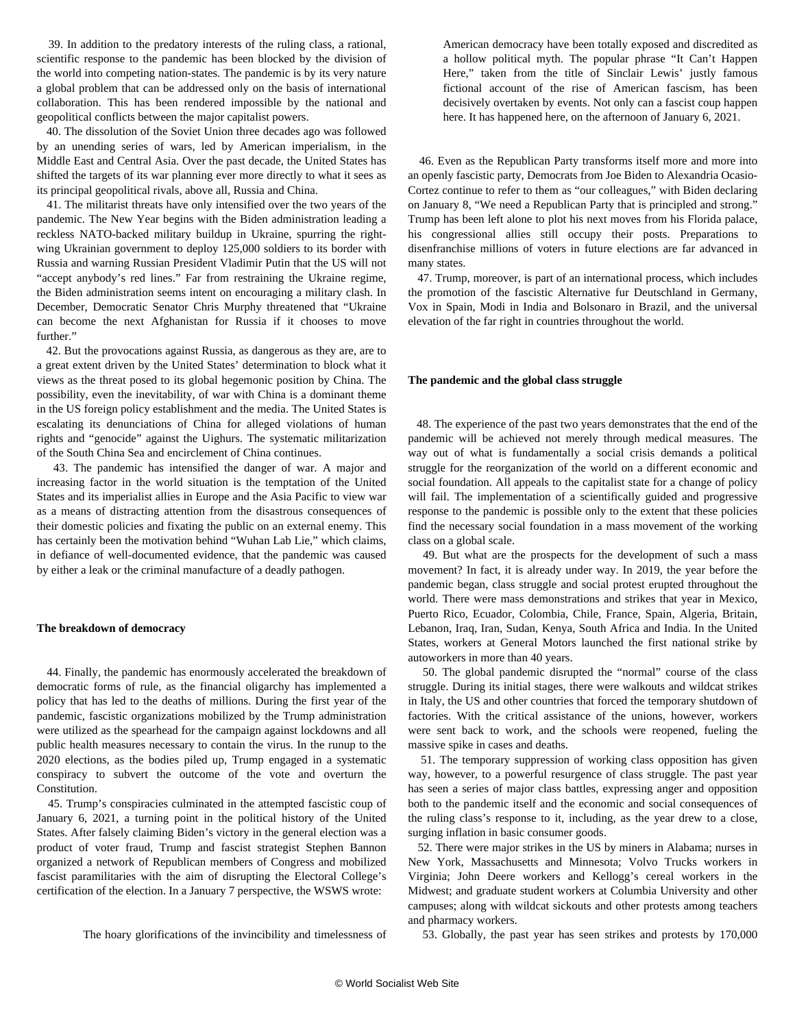39. In addition to the predatory interests of the ruling class, a rational, scientific response to the pandemic has been blocked by the division of the world into competing nation-states. The pandemic is by its very nature a global problem that can be addressed only on the basis of international collaboration. This has been rendered impossible by the national and geopolitical conflicts between the major capitalist powers.

40. The dissolution of the Soviet Union three decades ago was followed by an unending series of wars, led by American imperialism, in the Middle East and Central Asia. Over the past decade, the United States has shifted the targets of its war planning ever more directly to what it sees as its principal geopolitical rivals, above all, Russia and China.

41. The militarist threats have only intensified over the two years of the pandemic. The New Year begins with the Biden administration leading a reckless NATO-backed military buildup in Ukraine, spurring the right-wing Ukrainian government to deploy 125,000 soldiers to its border with Russia and warning Russian President Vladimir Putin that the US will not "accept anybody's red lines." Far from restraining the Ukraine regime, the Biden administration seems intent on encouraging a military clash. In December, Democratic Senator Chris Murphy threatened that "Ukraine can become the next Afghanistan for Russia if it chooses to move further."

42. But the provocations against Russia, as dangerous as they are, are to a great extent driven by the United States' determination to block what it views as the threat posed to its global hegemonic position by China. The possibility, even the inevitability, of war with China is a dominant theme in the US foreign policy establishment and the media. The United States is escalating its denunciations of China for alleged violations of human rights and "genocide" against the Uighurs. The systematic militarization of the South China Sea and encirclement of China continues.

43. The pandemic has intensified the danger of war. A major and increasing factor in the world situation is the temptation of the United States and its imperialist allies in Europe and the Asia Pacific to view war as a means of distracting attention from the disastrous consequences of their domestic policies and fixating the public on an external enemy. This has certainly been the motivation behind "Wuhan Lab Lie," which claims, in defiance of well-documented evidence, that the pandemic was caused by either a leak or the criminal manufacture of a deadly pathogen.

### The breakdown of democracy

44. Finally, the pandemic has enormously accelerated the breakdown of democratic forms of rule, as the financial oligarchy has implemented a policy that has led to the deaths of millions. During the first year of the pandemic, fascistic organizations mobilized by the Trump administration were utilized as the spearhead for the campaign against lockdowns and all public health measures necessary to contain the virus. In the runup to the 2020 elections, as the bodies piled up, Trump engaged in a systematic conspiracy to subvert the outcome of the vote and overturn the Constitution.

45. Trump's conspiracies culminated in the attempted fascistic coup of January 6, 2021, a turning point in the political history of the United States. After falsely claiming Biden's victory in the general election was a product of voter fraud, Trump and fascist strategist Stephen Bannon organized a network of Republican members of Congress and mobilized fascist paramilitaries with the aim of disrupting the Electoral College's certification of the election. In a January 7 perspective, the WSWS wrote:

> The hoary glorifications of the invincibility and timelessness of American democracy have been totally exposed and discredited as a hollow political myth. The popular phrase "It Can't Happen Here," taken from the title of Sinclair Lewis' justly famous fictional account of the rise of American fascism, has been decisively overtaken by events. Not only can a fascist coup happen here. It has happened here, on the afternoon of January 6, 2021.

46. Even as the Republican Party transforms itself more and more into an openly fascistic party, Democrats from Joe Biden to Alexandria Ocasio-Cortez continue to refer to them as "our colleagues," with Biden declaring on January 8, "We need a Republican Party that is principled and strong." Trump has been left alone to plot his next moves from his Florida palace, his congressional allies still occupy their posts. Preparations to disenfranchise millions of voters in future elections are far advanced in many states.

47. Trump, moreover, is part of an international process, which includes the promotion of the fascistic Alternative fur Deutschland in Germany, Vox in Spain, Modi in India and Bolsonaro in Brazil, and the universal elevation of the far right in countries throughout the world.

### The pandemic and the global class struggle

48. The experience of the past two years demonstrates that the end of the pandemic will be achieved not merely through medical measures. The way out of what is fundamentally a social crisis demands a political struggle for the reorganization of the world on a different economic and social foundation. All appeals to the capitalist state for a change of policy will fail. The implementation of a scientifically guided and progressive response to the pandemic is possible only to the extent that these policies find the necessary social foundation in a mass movement of the working class on a global scale.

49. But what are the prospects for the development of such a mass movement? In fact, it is already under way. In 2019, the year before the pandemic began, class struggle and social protest erupted throughout the world. There were mass demonstrations and strikes that year in Mexico, Puerto Rico, Ecuador, Colombia, Chile, France, Spain, Algeria, Britain, Lebanon, Iraq, Iran, Sudan, Kenya, South Africa and India. In the United States, workers at General Motors launched the first national strike by autoworkers in more than 40 years.

50. The global pandemic disrupted the "normal" course of the class struggle. During its initial stages, there were walkouts and wildcat strikes in Italy, the US and other countries that forced the temporary shutdown of factories. With the critical assistance of the unions, however, workers were sent back to work, and the schools were reopened, fueling the massive spike in cases and deaths.

51. The temporary suppression of working class opposition has given way, however, to a powerful resurgence of class struggle. The past year has seen a series of major class battles, expressing anger and opposition both to the pandemic itself and the economic and social consequences of the ruling class's response to it, including, as the year drew to a close, surging inflation in basic consumer goods.

52. There were major strikes in the US by miners in Alabama; nurses in New York, Massachusetts and Minnesota; Volvo Trucks workers in Virginia; John Deere workers and Kellogg's cereal workers in the Midwest; and graduate student workers at Columbia University and other campuses; along with wildcat sickouts and other protests among teachers and pharmacy workers.

53. Globally, the past year has seen strikes and protests by 170,000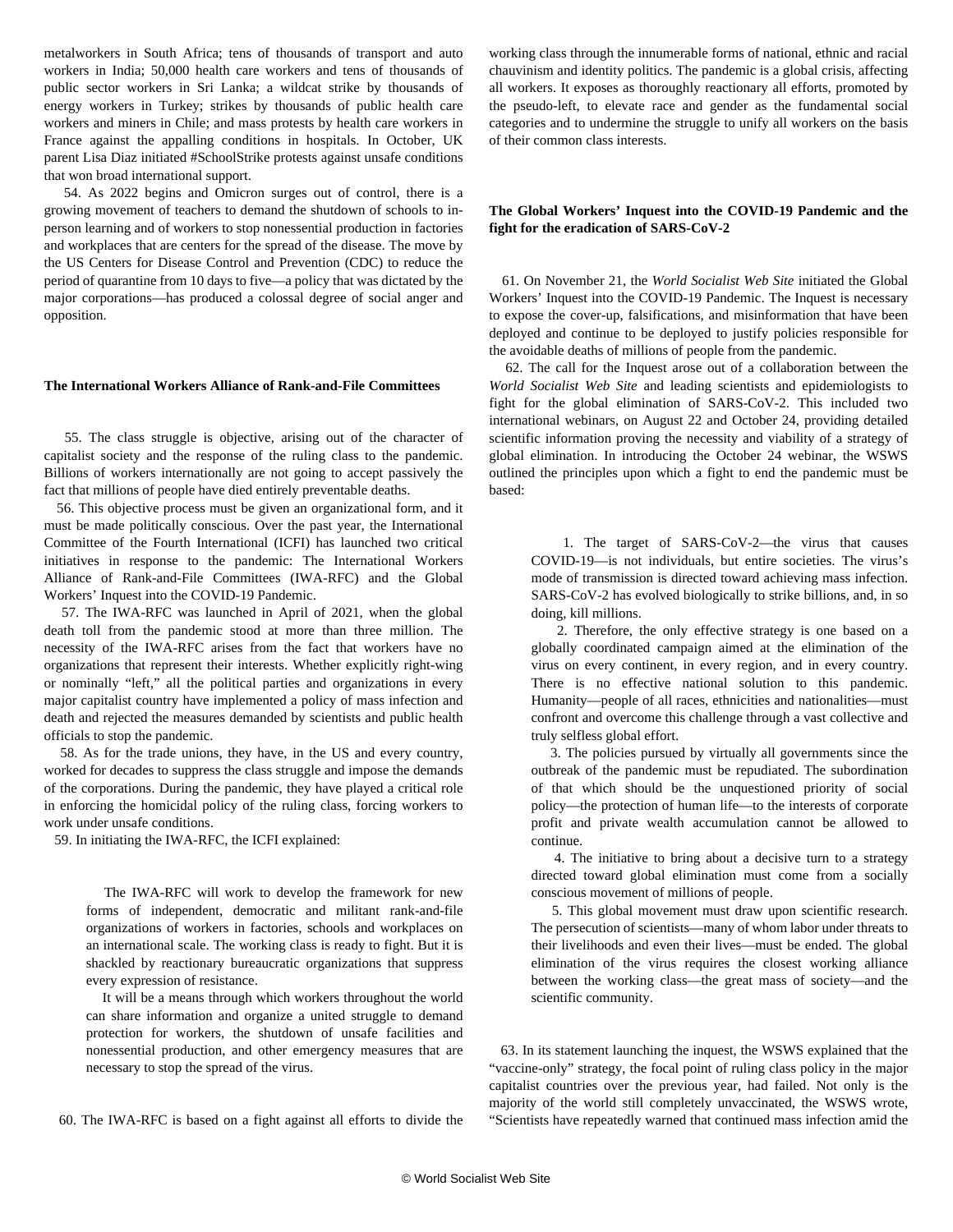metalworkers in South Africa; tens of thousands of transport and auto workers in India; 50,000 health care workers and tens of thousands of public sector workers in Sri Lanka; a wildcat strike by thousands of energy workers in Turkey; strikes by thousands of public health care workers and miners in Chile; and mass protests by health care workers in France against the appalling conditions in hospitals. In October, UK parent Lisa Diaz initiated #SchoolStrike protests against unsafe conditions that won broad international support.

54. As 2022 begins and Omicron surges out of control, there is a growing movement of teachers to demand the shutdown of schools to in-person learning and of workers to stop nonessential production in factories and workplaces that are centers for the spread of the disease. The move by the US Centers for Disease Control and Prevention (CDC) to reduce the period of quarantine from 10 days to five—a policy that was dictated by the major corporations—has produced a colossal degree of social anger and opposition.

**The International Workers Alliance of Rank-and-File Committees**

55. The class struggle is objective, arising out of the character of capitalist society and the response of the ruling class to the pandemic. Billions of workers internationally are not going to accept passively the fact that millions of people have died entirely preventable deaths.

56. This objective process must be given an organizational form, and it must be made politically conscious. Over the past year, the International Committee of the Fourth International (ICFI) has launched two critical initiatives in response to the pandemic: The International Workers Alliance of Rank-and-File Committees (IWA-RFC) and the Global Workers' Inquest into the COVID-19 Pandemic.

57. The IWA-RFC was launched in April of 2021, when the global death toll from the pandemic stood at more than three million. The necessity of the IWA-RFC arises from the fact that workers have no organizations that represent their interests. Whether explicitly right-wing or nominally "left," all the political parties and organizations in every major capitalist country have implemented a policy of mass infection and death and rejected the measures demanded by scientists and public health officials to stop the pandemic.

58. As for the trade unions, they have, in the US and every country, worked for decades to suppress the class struggle and impose the demands of the corporations. During the pandemic, they have played a critical role in enforcing the homicidal policy of the ruling class, forcing workers to work under unsafe conditions.

59. In initiating the IWA-RFC, the ICFI explained:

> The IWA-RFC will work to develop the framework for new forms of independent, democratic and militant rank-and-file organizations of workers in factories, schools and workplaces on an international scale. The working class is ready to fight. But it is shackled by reactionary bureaucratic organizations that suppress every expression of resistance.
>
> It will be a means through which workers throughout the world can share information and organize a united struggle to demand protection for workers, the shutdown of unsafe facilities and nonessential production, and other emergency measures that are necessary to stop the spread of the virus.

60. The IWA-RFC is based on a fight against all efforts to divide the working class through the innumerable forms of national, ethnic and racial chauvinism and identity politics. The pandemic is a global crisis, affecting all workers. It exposes as thoroughly reactionary all efforts, promoted by the pseudo-left, to elevate race and gender as the fundamental social categories and to undermine the struggle to unify all workers on the basis of their common class interests.

**The Global Workers' Inquest into the COVID-19 Pandemic and the fight for the eradication of SARS-CoV-2**

61. On November 21, the *World Socialist Web Site* initiated the Global Workers' Inquest into the COVID-19 Pandemic. The Inquest is necessary to expose the cover-up, falsifications, and misinformation that have been deployed and continue to be deployed to justify policies responsible for the avoidable deaths of millions of people from the pandemic.

62. The call for the Inquest arose out of a collaboration between the *World Socialist Web Site* and leading scientists and epidemiologists to fight for the global elimination of SARS-CoV-2. This included two international webinars, on August 22 and October 24, providing detailed scientific information proving the necessity and viability of a strategy of global elimination. In introducing the October 24 webinar, the WSWS outlined the principles upon which a fight to end the pandemic must be based:

> 1. The target of SARS-CoV-2—the virus that causes COVID-19—is not individuals, but entire societies. The virus's mode of transmission is directed toward achieving mass infection. SARS-CoV-2 has evolved biologically to strike billions, and, in so doing, kill millions.
>
> 2. Therefore, the only effective strategy is one based on a globally coordinated campaign aimed at the elimination of the virus on every continent, in every region, and in every country. There is no effective national solution to this pandemic. Humanity—people of all races, ethnicities and nationalities—must confront and overcome this challenge through a vast collective and truly selfless global effort.
>
> 3. The policies pursued by virtually all governments since the outbreak of the pandemic must be repudiated. The subordination of that which should be the unquestioned priority of social policy—the protection of human life—to the interests of corporate profit and private wealth accumulation cannot be allowed to continue.
>
> 4. The initiative to bring about a decisive turn to a strategy directed toward global elimination must come from a socially conscious movement of millions of people.
>
> 5. This global movement must draw upon scientific research. The persecution of scientists—many of whom labor under threats to their livelihoods and even their lives—must be ended. The global elimination of the virus requires the closest working alliance between the working class—the great mass of society—and the scientific community.

63. In its statement launching the inquest, the WSWS explained that the "vaccine-only" strategy, the focal point of ruling class policy in the major capitalist countries over the previous year, had failed. Not only is the majority of the world still completely unvaccinated, the WSWS wrote, "Scientists have repeatedly warned that continued mass infection amid the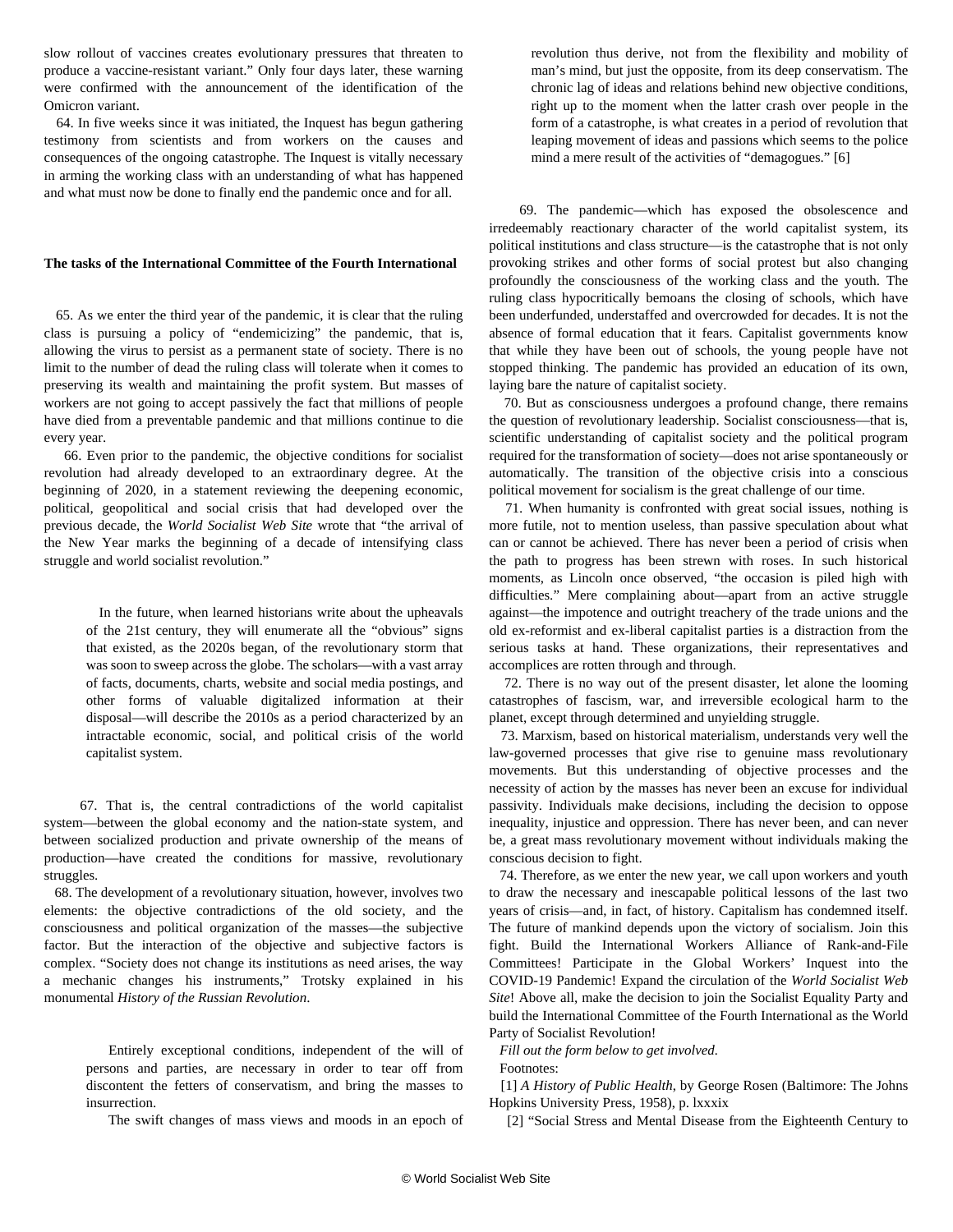slow rollout of vaccines creates evolutionary pressures that threaten to produce a vaccine-resistant variant." Only four days later, these warning were confirmed with the announcement of the identification of the Omicron variant.

64. In five weeks since it was initiated, the Inquest has begun gathering testimony from scientists and from workers on the causes and consequences of the ongoing catastrophe. The Inquest is vitally necessary in arming the working class with an understanding of what has happened and what must now be done to finally end the pandemic once and for all.

**The tasks of the International Committee of the Fourth International**

65. As we enter the third year of the pandemic, it is clear that the ruling class is pursuing a policy of "endemicizing" the pandemic, that is, allowing the virus to persist as a permanent state of society. There is no limit to the number of dead the ruling class will tolerate when it comes to preserving its wealth and maintaining the profit system. But masses of workers are not going to accept passively the fact that millions of people have died from a preventable pandemic and that millions continue to die every year.

66. Even prior to the pandemic, the objective conditions for socialist revolution had already developed to an extraordinary degree. At the beginning of 2020, in a statement reviewing the deepening economic, political, geopolitical and social crisis that had developed over the previous decade, the *World Socialist Web Site* wrote that "the arrival of the New Year marks the beginning of a decade of intensifying class struggle and world socialist revolution."

> In the future, when learned historians write about the upheavals of the 21st century, they will enumerate all the "obvious" signs that existed, as the 2020s began, of the revolutionary storm that was soon to sweep across the globe. The scholars—with a vast array of facts, documents, charts, website and social media postings, and other forms of valuable digitalized information at their disposal—will describe the 2010s as a period characterized by an intractable economic, social, and political crisis of the world capitalist system.

67. That is, the central contradictions of the world capitalist system—between the global economy and the nation-state system, and between socialized production and private ownership of the means of production—have created the conditions for massive, revolutionary struggles.

68. The development of a revolutionary situation, however, involves two elements: the objective contradictions of the old society, and the consciousness and political organization of the masses—the subjective factor. But the interaction of the objective and subjective factors is complex. "Society does not change its institutions as need arises, the way a mechanic changes his instruments," Trotsky explained in his monumental *History of the Russian Revolution*.

> Entirely exceptional conditions, independent of the will of persons and parties, are necessary in order to tear off from discontent the fetters of conservatism, and bring the masses to insurrection.
>
> The swift changes of mass views and moods in an epoch of revolution thus derive, not from the flexibility and mobility of man's mind, but just the opposite, from its deep conservatism. The chronic lag of ideas and relations behind new objective conditions, right up to the moment when the latter crash over people in the form of a catastrophe, is what creates in a period of revolution that leaping movement of ideas and passions which seems to the police mind a mere result of the activities of "demagogues." [6]

69. The pandemic—which has exposed the obsolescence and irredeemably reactionary character of the world capitalist system, its political institutions and class structure—is the catastrophe that is not only provoking strikes and other forms of social protest but also changing profoundly the consciousness of the working class and the youth. The ruling class hypocritically bemoans the closing of schools, which have been underfunded, understaffed and overcrowded for decades. It is not the absence of formal education that it fears. Capitalist governments know that while they have been out of schools, the young people have not stopped thinking. The pandemic has provided an education of its own, laying bare the nature of capitalist society.

70. But as consciousness undergoes a profound change, there remains the question of revolutionary leadership. Socialist consciousness—that is, scientific understanding of capitalist society and the political program required for the transformation of society—does not arise spontaneously or automatically. The transition of the objective crisis into a conscious political movement for socialism is the great challenge of our time.

71. When humanity is confronted with great social issues, nothing is more futile, not to mention useless, than passive speculation about what can or cannot be achieved. There has never been a period of crisis when the path to progress has been strewn with roses. In such historical moments, as Lincoln once observed, "the occasion is piled high with difficulties." Mere complaining about—apart from an active struggle against—the impotence and outright treachery of the trade unions and the old ex-reformist and ex-liberal capitalist parties is a distraction from the serious tasks at hand. These organizations, their representatives and accomplices are rotten through and through.

72. There is no way out of the present disaster, let alone the looming catastrophes of fascism, war, and irreversible ecological harm to the planet, except through determined and unyielding struggle.

73. Marxism, based on historical materialism, understands very well the law-governed processes that give rise to genuine mass revolutionary movements. But this understanding of objective processes and the necessity of action by the masses has never been an excuse for individual passivity. Individuals make decisions, including the decision to oppose inequality, injustice and oppression. There has never been, and can never be, a great mass revolutionary movement without individuals making the conscious decision to fight.

74. Therefore, as we enter the new year, we call upon workers and youth to draw the necessary and inescapable political lessons of the last two years of crisis—and, in fact, of history. Capitalism has condemned itself. The future of mankind depends upon the victory of socialism. Join this fight. Build the International Workers Alliance of Rank-and-File Committees! Participate in the Global Workers' Inquest into the COVID-19 Pandemic! Expand the circulation of the *World Socialist Web Site*! Above all, make the decision to join the Socialist Equality Party and build the International Committee of the Fourth International as the World Party of Socialist Revolution!

*Fill out the form below to get involved.*

Footnotes:

[1] *A History of Public Health*, by George Rosen (Baltimore: The Johns Hopkins University Press, 1958), p. lxxxix

[2] "Social Stress and Mental Disease from the Eighteenth Century to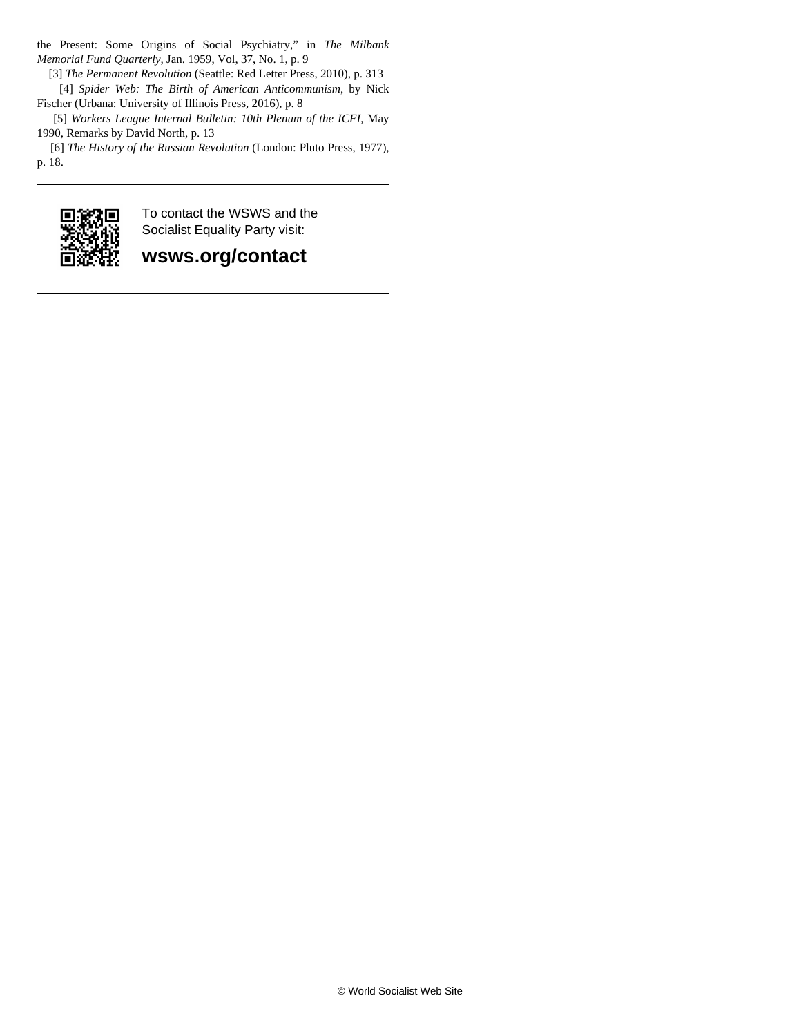the Present: Some Origins of Social Psychiatry," in *The Milbank Memorial Fund Quarterly*, Jan. 1959, Vol, 37, No. 1, p. 9

[3] *The Permanent Revolution* (Seattle: Red Letter Press, 2010), p. 313

[4] *Spider Web: The Birth of American Anticommunism*, by Nick Fischer (Urbana: University of Illinois Press, 2016), p. 8

[5] *Workers League Internal Bulletin: 10th Plenum of the ICFI*, May 1990, Remarks by David North, p. 13

[6] *The History of the Russian Revolution* (London: Pluto Press, 1977), p. 18.

To contact the WSWS and the Socialist Equality Party visit:

**wsws.org/contact**